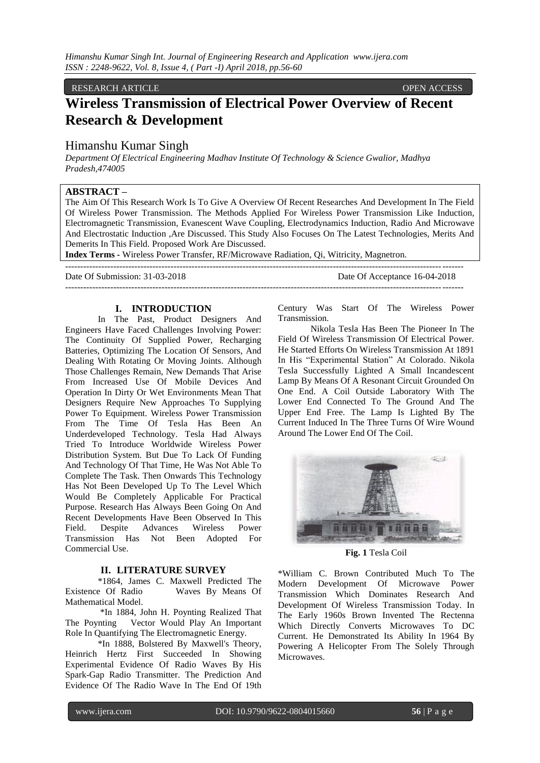RESEARCH ARTICLE OPEN ACCESS

# Wireless Transmission of Electrical Power Overview of Recent Research & Development

## Himanshu Kumar Singh

*Department Of Electrical Engineering Madhav Institute Of Technology & Science Gwalior, Madhya Pradesh,474005*

**ABSTRACT –**

The Aim Of This Research Work Is To Give A Overview Of Recent Researches And Development In The Field Of Wireless Power Transmission. The Methods Applied For Wireless Power Transmission Like Induction, Electromagnetic Transmission, Evanescent Wave Coupling, Electrodynamics Induction, Radio And Microwave And Electrostatic Induction ,Are Discussed. This Study Also Focuses On The Latest Technologies, Merits And Demerits In This Field. Proposed Work Are Discussed.

**Index Terms -** Wireless Power Transfer, RF/Microwave Radiation, Qi, Witricity, Magnetron.

---

Date Of Submission: 31-03-2018 Date Of Acceptance 16-04-2018

---

## I. INTRODUCTION

In The Past, Product Designers And Engineers Have Faced Challenges Involving Power: The Continuity Of Supplied Power, Recharging Batteries, Optimizing The Location Of Sensors, And Dealing With Rotating Or Moving Joints. Although Those Challenges Remain, New Demands That Arise From Increased Use Of Mobile Devices And Operation In Dirty Or Wet Environments Mean That Designers Require New Approaches To Supplying Power To Equipment. Wireless Power Transmission From The Time Of Tesla Has Been An Underdeveloped Technology. Tesla Had Always Tried To Introduce Worldwide Wireless Power Distribution System. But Due To Lack Of Funding And Technology Of That Time, He Was Not Able To Complete The Task. Then Onwards This Technology Has Not Been Developed Up To The Level Which Would Be Completely Applicable For Practical Purpose. Research Has Always Been Going On And Recent Developments Have Been Observed In This Field. Despite Advances Wireless Power Transmission Has Not Been Adopted For Commercial Use.

## II. LITERATURE SURVEY

*1864, James C. Maxwell Predicted The Existence Of Radio Waves By Means Of Mathematical Model.

*In 1884, John H. Poynting Realized That The Poynting Vector Would Play An Important Role In Quantifying The Electromagnetic Energy.

*In 1888, Bolstered By Maxwell's Theory, Heinrich Hertz First Succeeded In Showing Experimental Evidence Of Radio Waves By His Spark-Gap Radio Transmitter. The Prediction And Evidence Of The Radio Wave In The End Of 19th Century Was Start Of The Wireless Power Transmission.

Nikola Tesla Has Been The Pioneer In The Field Of Wireless Transmission Of Electrical Power. He Started Efforts On Wireless Transmission At 1891 In His "Experimental Station" At Colorado. Nikola Tesla Successfully Lighted A Small Incandescent Lamp By Means Of A Resonant Circuit Grounded On One End. A Coil Outside Laboratory With The Lower End Connected To The Ground And The Upper End Free. The Lamp Is Lighted By The Current Induced In The Three Turns Of Wire Wound Around The Lower End Of The Coil.

**Fig. 1** Tesla Coil

*William C. Brown Contributed Much To The Modern Development Of Microwave Power Transmission Which Dominates Research And Development Of Wireless Transmission Today. In The Early 1960s Brown Invented The Rectenna Which Directly Converts Microwaves To DC Current. He Demonstrated Its Ability In 1964 By Powering A Helicopter From The Solely Through Microwaves.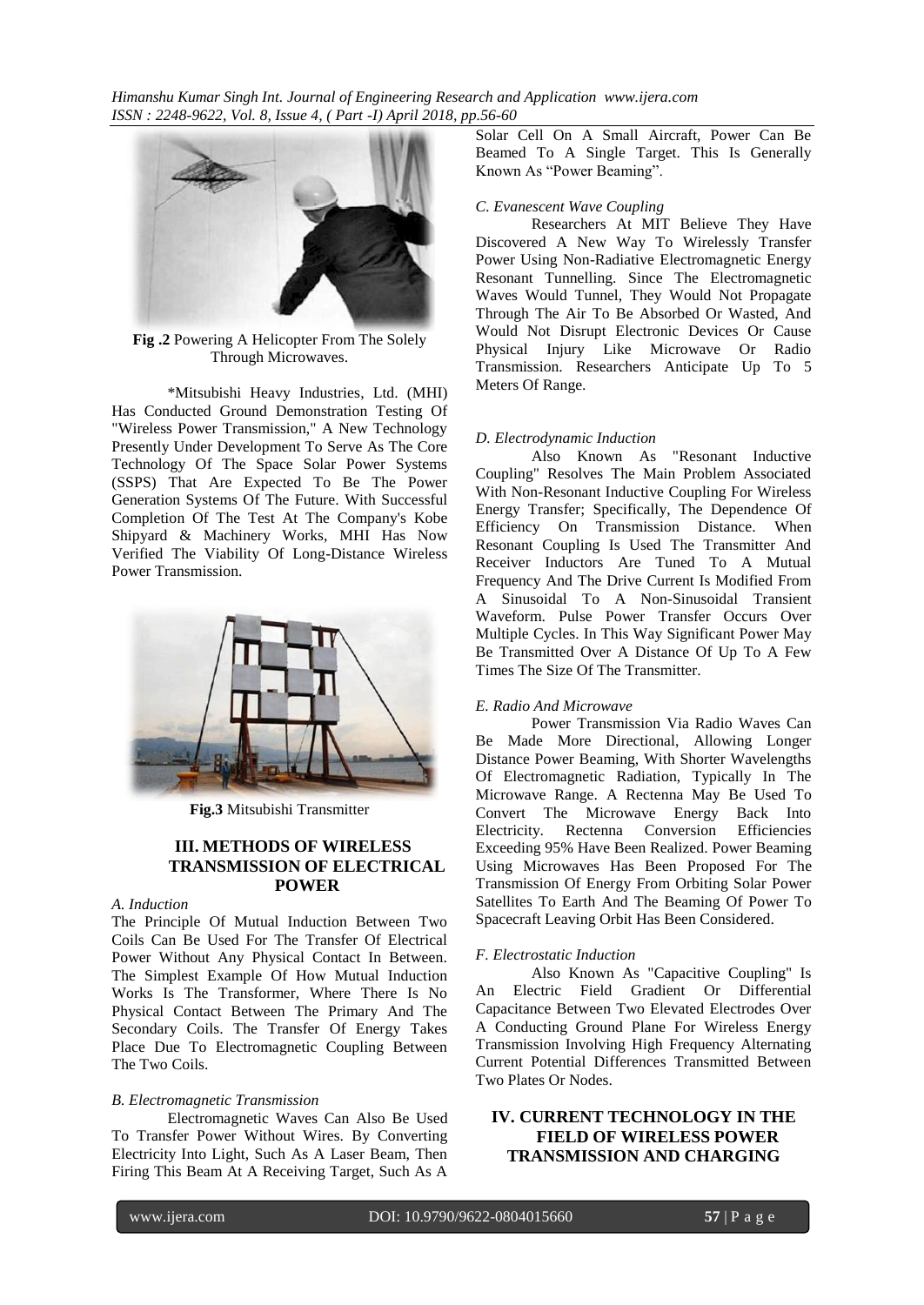**Fig .2** Powering A Helicopter From The Solely Through Microwaves.

*Mitsubishi Heavy Industries, Ltd. (MHI) Has Conducted Ground Demonstration Testing Of "Wireless Power Transmission," A New Technology Presently Under Development To Serve As The Core Technology Of The Space Solar Power Systems (SSPS) That Are Expected To Be The Power Generation Systems Of The Future. With Successful Completion Of The Test At The Company's Kobe Shipyard & Machinery Works, MHI Has Now Verified The Viability Of Long-Distance Wireless Power Transmission.

**Fig.3** Mitsubishi Transmitter

## III. METHODS OF WIRELESS TRANSMISSION OF ELECTRICAL POWER

*A. Induction*

The Principle Of Mutual Induction Between Two Coils Can Be Used For The Transfer Of Electrical Power Without Any Physical Contact In Between. The Simplest Example Of How Mutual Induction Works Is The Transformer, Where There Is No Physical Contact Between The Primary And The Secondary Coils. The Transfer Of Energy Takes Place Due To Electromagnetic Coupling Between The Two Coils.

*B. Electromagnetic Transmission*

Electromagnetic Waves Can Also Be Used To Transfer Power Without Wires. By Converting Electricity Into Light, Such As A Laser Beam, Then Firing This Beam At A Receiving Target, Such As A Solar Cell On A Small Aircraft, Power Can Be Beamed To A Single Target. This Is Generally Known As "Power Beaming".

*C. Evanescent Wave Coupling*

Researchers At MIT Believe They Have Discovered A New Way To Wirelessly Transfer Power Using Non-Radiative Electromagnetic Energy Resonant Tunnelling. Since The Electromagnetic Waves Would Tunnel, They Would Not Propagate Through The Air To Be Absorbed Or Wasted, And Would Not Disrupt Electronic Devices Or Cause Physical Injury Like Microwave Or Radio Transmission. Researchers Anticipate Up To 5 Meters Of Range.

*D. Electrodynamic Induction*

Also Known As "Resonant Inductive Coupling" Resolves The Main Problem Associated With Non-Resonant Inductive Coupling For Wireless Energy Transfer; Specifically, The Dependence Of Efficiency On Transmission Distance. When Resonant Coupling Is Used The Transmitter And Receiver Inductors Are Tuned To A Mutual Frequency And The Drive Current Is Modified From A Sinusoidal To A Non-Sinusoidal Transient Waveform. Pulse Power Transfer Occurs Over Multiple Cycles. In This Way Significant Power May Be Transmitted Over A Distance Of Up To A Few Times The Size Of The Transmitter.

*E. Radio And Microwave*

Power Transmission Via Radio Waves Can Be Made More Directional, Allowing Longer Distance Power Beaming, With Shorter Wavelengths Of Electromagnetic Radiation, Typically In The Microwave Range. A Rectenna May Be Used To Convert The Microwave Energy Back Into Electricity. Rectenna Conversion Efficiencies Exceeding 95% Have Been Realized. Power Beaming Using Microwaves Has Been Proposed For The Transmission Of Energy From Orbiting Solar Power Satellites To Earth And The Beaming Of Power To Spacecraft Leaving Orbit Has Been Considered.

*F. Electrostatic Induction*

Also Known As "Capacitive Coupling" Is An Electric Field Gradient Or Differential Capacitance Between Two Elevated Electrodes Over A Conducting Ground Plane For Wireless Energy Transmission Involving High Frequency Alternating Current Potential Differences Transmitted Between Two Plates Or Nodes.

## IV. CURRENT TECHNOLOGY IN THE FIELD OF WIRELESS POWER TRANSMISSION AND CHARGING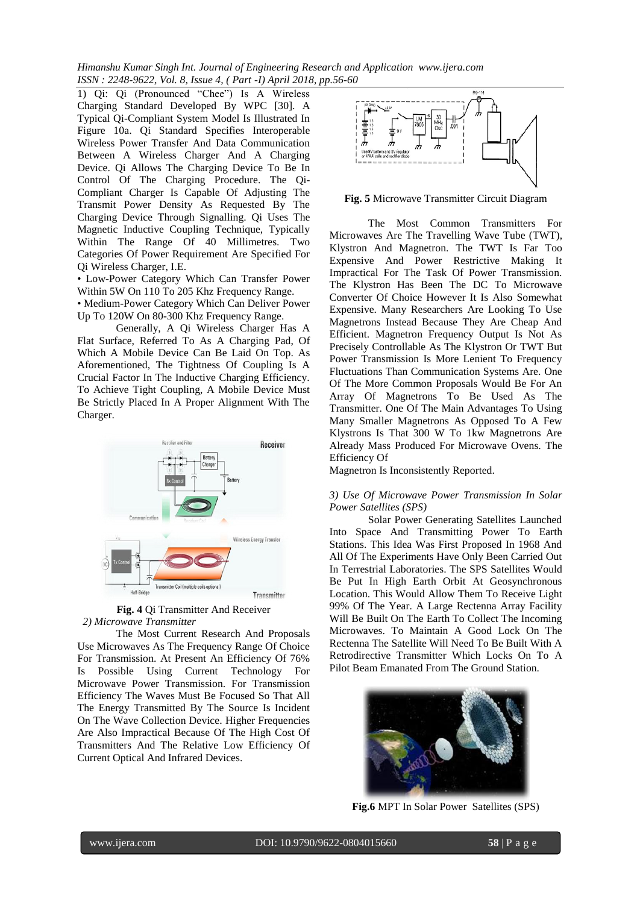1) Qi: Qi (Pronounced "Chee") Is A Wireless Charging Standard Developed By WPC [30]. A Typical Qi-Compliant System Model Is Illustrated In Figure 10a. Qi Standard Specifies Interoperable Wireless Power Transfer And Data Communication Between A Wireless Charger And A Charging Device. Qi Allows The Charging Device To Be In Control Of The Charging Procedure. The Qi-Compliant Charger Is Capable Of Adjusting The Transmit Power Density As Requested By The Charging Device Through Signalling. Qi Uses The Magnetic Inductive Coupling Technique, Typically Within The Range Of 40 Millimetres. Two Categories Of Power Requirement Are Specified For Qi Wireless Charger, I.E.

- Low-Power Category Which Can Transfer Power Within 5W On 110 To 205 Khz Frequency Range.
- Medium-Power Category Which Can Deliver Power Up To 120W On 80-300 Khz Frequency Range.

Generally, A Qi Wireless Charger Has A Flat Surface, Referred To As A Charging Pad, Of Which A Mobile Device Can Be Laid On Top. As Aforementioned, The Tightness Of Coupling Is A Crucial Factor In The Inductive Charging Efficiency. To Achieve Tight Coupling, A Mobile Device Must Be Strictly Placed In A Proper Alignment With The Charger.

**Fig. 4** Qi Transmitter And Receiver

*2) Microwave Transmitter*

The Most Current Research And Proposals Use Microwaves As The Frequency Range Of Choice For Transmission. At Present An Efficiency Of 76% Is Possible Using Current Technology For Microwave Power Transmission. For Transmission Efficiency The Waves Must Be Focused So That All The Energy Transmitted By The Source Is Incident On The Wave Collection Device. Higher Frequencies Are Also Impractical Because Of The High Cost Of Transmitters And The Relative Low Efficiency Of Current Optical And Infrared Devices.

**Fig. 5** Microwave Transmitter Circuit Diagram

The Most Common Transmitters For Microwaves Are The Travelling Wave Tube (TWT), Klystron And Magnetron. The TWT Is Far Too Expensive And Power Restrictive Making It Impractical For The Task Of Power Transmission. The Klystron Has Been The DC To Microwave Converter Of Choice However It Is Also Somewhat Expensive. Many Researchers Are Looking To Use Magnetrons Instead Because They Are Cheap And Efficient. Magnetron Frequency Output Is Not As Precisely Controllable As The Klystron Or TWT But Power Transmission Is More Lenient To Frequency Fluctuations Than Communication Systems Are. One Of The More Common Proposals Would Be For An Array Of Magnetrons To Be Used As The Transmitter. One Of The Main Advantages To Using Many Smaller Magnetrons As Opposed To A Few Klystrons Is That 300 W To 1kw Magnetrons Are Already Mass Produced For Microwave Ovens. The Efficiency Of Magnetron Is Inconsistently Reported.

*3) Use Of Microwave Power Transmission In Solar Power Satellites (SPS)*

Solar Power Generating Satellites Launched Into Space And Transmitting Power To Earth Stations. This Idea Was First Proposed In 1968 And All Of The Experiments Have Only Been Carried Out In Terrestrial Laboratories. The SPS Satellites Would Be Put In High Earth Orbit At Geosynchronous Location. This Would Allow Them To Receive Light 99% Of The Year. A Large Rectenna Array Facility Will Be Built On The Earth To Collect The Incoming Microwaves. To Maintain A Good Lock On The Rectenna The Satellite Will Need To Be Built With A Retrodirective Transmitter Which Locks On To A Pilot Beam Emanated From The Ground Station.

**Fig.6** MPT In Solar Power Satellites (SPS)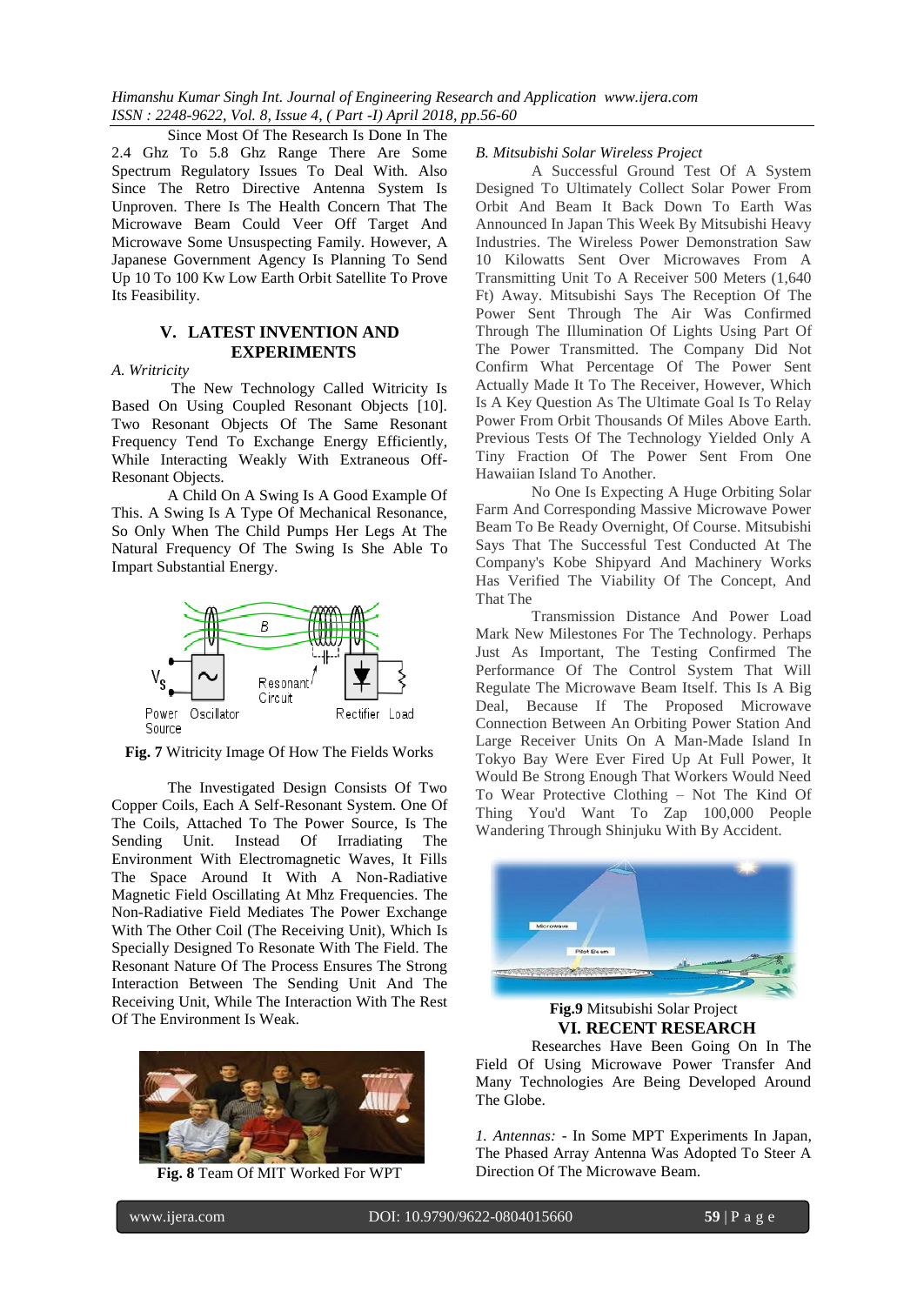Since Most Of The Research Is Done In The 2.4 Ghz To 5.8 Ghz Range There Are Some Spectrum Regulatory Issues To Deal With. Also Since The Retro Directive Antenna System Is Unproven. There Is The Health Concern That The Microwave Beam Could Veer Off Target And Microwave Some Unsuspecting Family. However, A Japanese Government Agency Is Planning To Send Up 10 To 100 Kw Low Earth Orbit Satellite To Prove Its Feasibility.

## V. LATEST INVENTION AND EXPERIMENTS

*A. Writricity*

The New Technology Called Witricity Is Based On Using Coupled Resonant Objects [10]. Two Resonant Objects Of The Same Resonant Frequency Tend To Exchange Energy Efficiently, While Interacting Weakly With Extraneous Off-Resonant Objects.

A Child On A Swing Is A Good Example Of This. A Swing Is A Type Of Mechanical Resonance, So Only When The Child Pumps Her Legs At The Natural Frequency Of The Swing Is She Able To Impart Substantial Energy.

**Fig. 7** Witricity Image Of How The Fields Works

The Investigated Design Consists Of Two Copper Coils, Each A Self-Resonant System. One Of The Coils, Attached To The Power Source, Is The Sending Unit. Instead Of Irradiating The Environment With Electromagnetic Waves, It Fills The Space Around It With A Non-Radiative Magnetic Field Oscillating At Mhz Frequencies. The Non-Radiative Field Mediates The Power Exchange With The Other Coil (The Receiving Unit), Which Is Specially Designed To Resonate With The Field. The Resonant Nature Of The Process Ensures The Strong Interaction Between The Sending Unit And The Receiving Unit, While The Interaction With The Rest Of The Environment Is Weak.

**Fig. 8** Team Of MIT Worked For WPT

*B. Mitsubishi Solar Wireless Project*

A Successful Ground Test Of A System Designed To Ultimately Collect Solar Power From Orbit And Beam It Back Down To Earth Was Announced In Japan This Week By Mitsubishi Heavy Industries. The Wireless Power Demonstration Saw 10 Kilowatts Sent Over Microwaves From A Transmitting Unit To A Receiver 500 Meters (1,640 Ft) Away. Mitsubishi Says The Reception Of The Power Sent Through The Air Was Confirmed Through The Illumination Of Lights Using Part Of The Power Transmitted. The Company Did Not Confirm What Percentage Of The Power Sent Actually Made It To The Receiver, However, Which Is A Key Question As The Ultimate Goal Is To Relay Power From Orbit Thousands Of Miles Above Earth. Previous Tests Of The Technology Yielded Only A Tiny Fraction Of The Power Sent From One Hawaiian Island To Another.

No One Is Expecting A Huge Orbiting Solar Farm And Corresponding Massive Microwave Power Beam To Be Ready Overnight, Of Course. Mitsubishi Says That The Successful Test Conducted At The Company's Kobe Shipyard And Machinery Works Has Verified The Viability Of The Concept, And That The

Transmission Distance And Power Load Mark New Milestones For The Technology. Perhaps Just As Important, The Testing Confirmed The Performance Of The Control System That Will Regulate The Microwave Beam Itself. This Is A Big Deal, Because If The Proposed Microwave Connection Between An Orbiting Power Station And Large Receiver Units On A Man-Made Island In Tokyo Bay Were Ever Fired Up At Full Power, It Would Be Strong Enough That Workers Would Need To Wear Protective Clothing – Not The Kind Of Thing You'd Want To Zap 100,000 People Wandering Through Shinjuku With By Accident.

**Fig.9** Mitsubishi Solar Project

## VI. RECENT RESEARCH

Researches Have Been Going On In The Field Of Using Microwave Power Transfer And Many Technologies Are Being Developed Around The Globe.

*1. Antennas:* - In Some MPT Experiments In Japan, The Phased Array Antenna Was Adopted To Steer A Direction Of The Microwave Beam.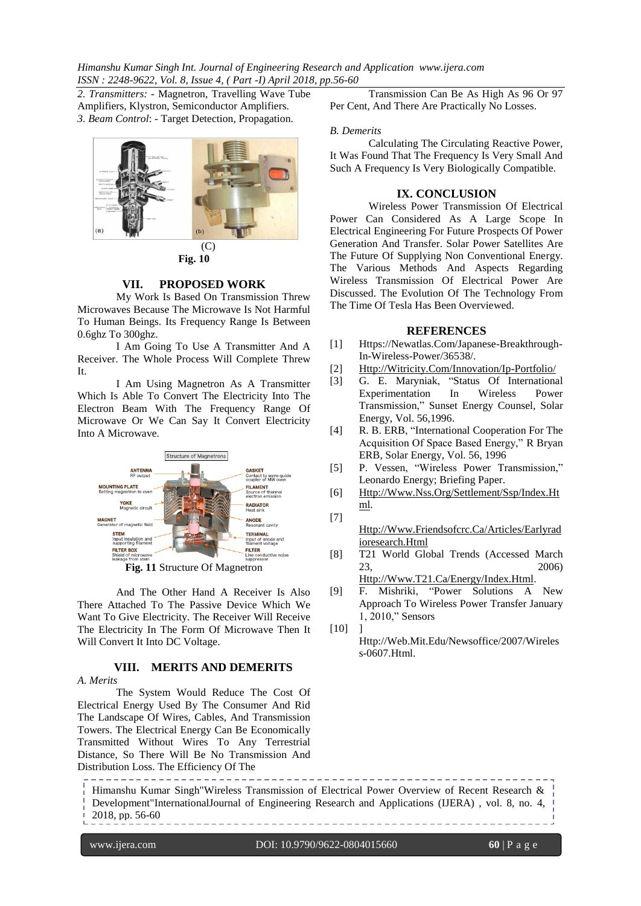2. *Transmitters:* - Magnetron, Travelling Wave Tube Amplifiers, Klystron, Semiconductor Amplifiers.
3. *Beam Control*: - Target Detection, Propagation.

(C)
**Fig. 10**

## VII. PROPOSED WORK

My Work Is Based On Transmission Threw Microwaves Because The Microwave Is Not Harmful To Human Beings. Its Frequency Range Is Between 0.6ghz To 300ghz.

I Am Going To Use A Transmitter And A Receiver. The Whole Process Will Complete Threw It.

I Am Using Magnetron As A Transmitter Which Is Able To Convert The Electricity Into The Electron Beam With The Frequency Range Of Microwave Or We Can Say It Convert Electricity Into A Microwave.

**Fig. 11** Structure Of Magnetron

And The Other Hand A Receiver Is Also There Attached To The Passive Device Which We Want To Give Electricity. The Receiver Will Receive The Electricity In The Form Of Microwave Then It Will Convert It Into DC Voltage.

## VIII. MERITS AND DEMERITS

*A. Merits*

The System Would Reduce The Cost Of Electrical Energy Used By The Consumer And Rid The Landscape Of Wires, Cables, And Transmission Towers. The Electrical Energy Can Be Economically Transmitted Without Wires To Any Terrestrial Distance, So There Will Be No Transmission And Distribution Loss. The Efficiency Of The Transmission Can Be As High As 96 Or 97 Per Cent, And There Are Practically No Losses.

*B. Demerits*

Calculating The Circulating Reactive Power, It Was Found That The Frequency Is Very Small And Such A Frequency Is Very Biologically Compatible.

## IX. CONCLUSION

Wireless Power Transmission Of Electrical Power Can Considered As A Large Scope In Electrical Engineering For Future Prospects Of Power Generation And Transfer. Solar Power Satellites Are The Future Of Supplying Non Conventional Energy. The Various Methods And Aspects Regarding Wireless Transmission Of Electrical Power Are Discussed. The Evolution Of The Technology From The Time Of Tesla Has Been Overviewed.

## REFERENCES

[1] Https://Newatlas.Com/Japanese-Breakthrough-In-Wireless-Power/36538/.
[2] Http://Witricity.Com/Innovation/Ip-Portfolio/
[3] G. E. Maryniak, "Status Of International Experimentation In Wireless Power Transmission," Sunset Energy Counsel, Solar Energy, Vol. 56,1996.
[4] R. B. ERB, "International Cooperation For The Acquisition Of Space Based Energy," R Bryan ERB, Solar Energy, Vol. 56, 1996
[5] P. Vessen, "Wireless Power Transmission," Leonardo Energy; Briefing Paper.
[6] Http://Www.Nss.Org/Settlement/Ssp/Index.Html.
[7] Http://Www.Friendsofcrc.Ca/Articles/Earlyradioresearch.Html
[8] T21 World Global Trends (Accessed March 23, 2006) Http://Www.T21.Ca/Energy/Index.Html.
[9] F. Mishriki, "Power Solutions A New Approach To Wireless Power Transfer January 1, 2010," Sensors
[10] ] Http://Web.Mit.Edu/Newsoffice/2007/Wireless-0607.Html.

Himanshu Kumar Singh"Wireless Transmission of Electrical Power Overview of Recent Research & Development"InternationalJournal of Engineering Research and Applications (IJERA) , vol. 8, no. 4, 2018, pp. 56-60